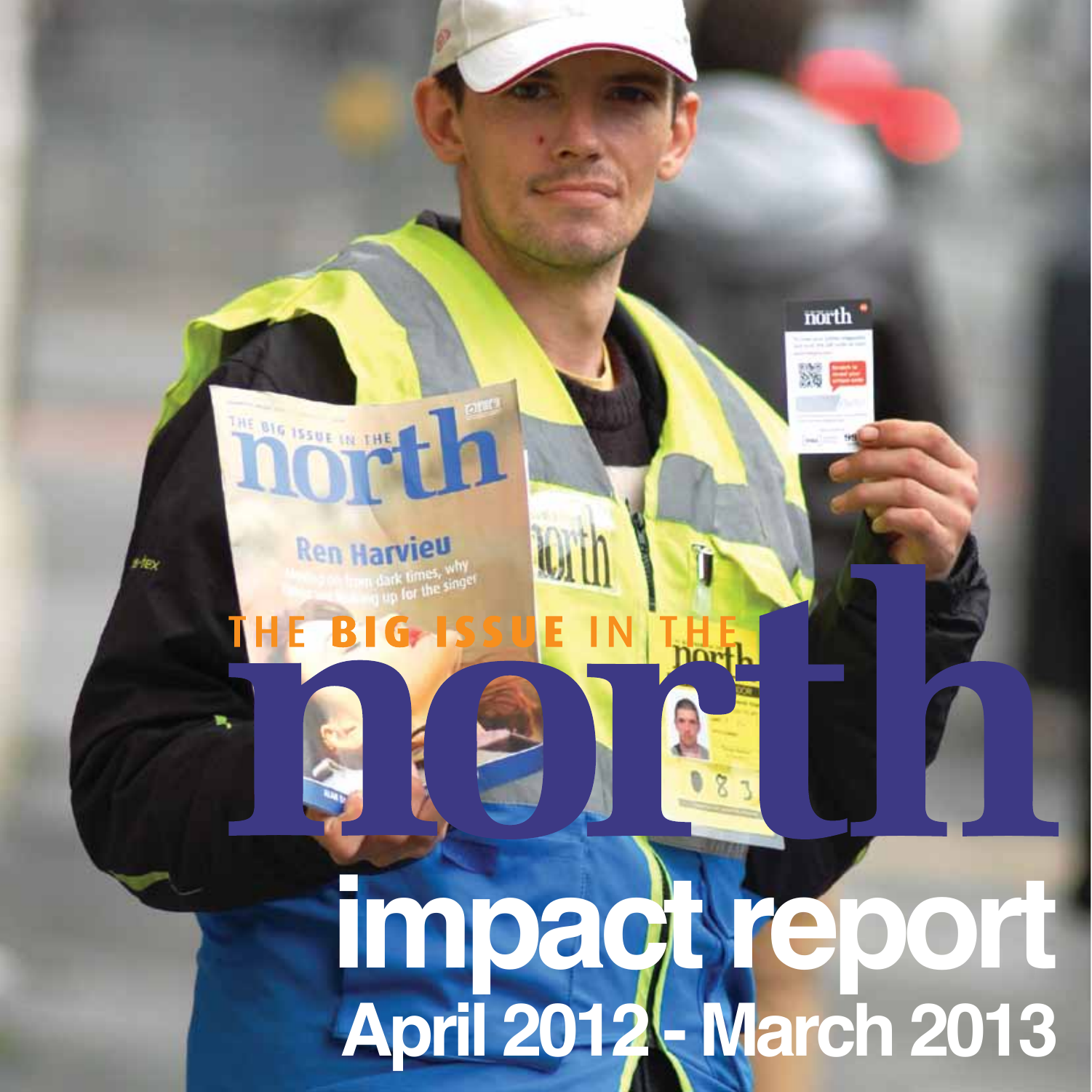# THE BIG ISSUE IN THE north

# impact report

## April 2012 - March 2013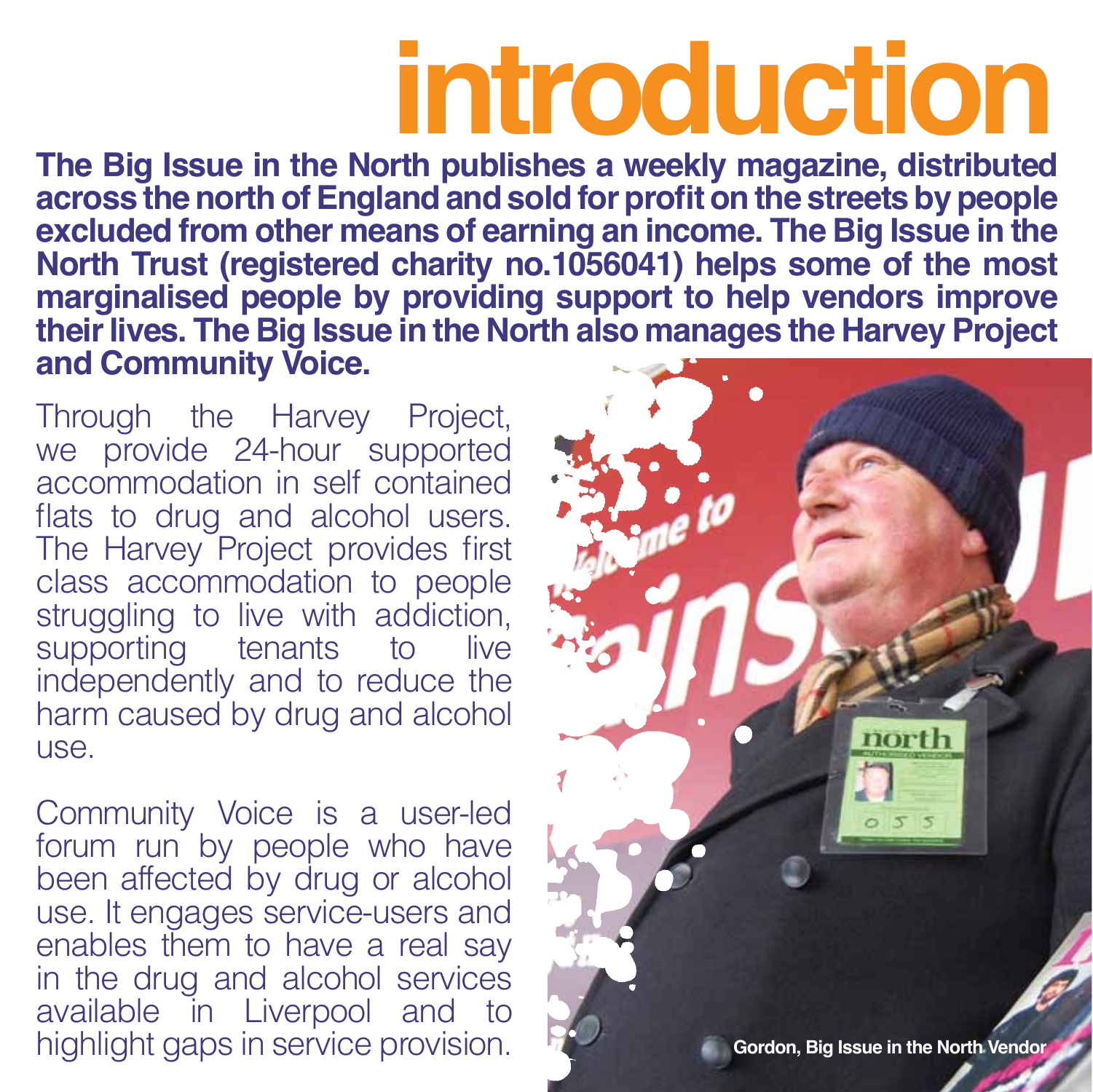# introduction

**The Big Issue in the North publishes a weekly magazine, distributed across the north of England and sold for profit on the streets by people excluded from other means of earning an income. The Big Issue in the North Trust (registered charity no.1056041) helps some of the most marginalised people by providing support to help vendors improve their lives. The Big Issue in the North also manages the Harvey Project and Community Voice.**

Through the Harvey Project, we provide 24-hour supported accommodation in self contained flats to drug and alcohol users. The Harvey Project provides first class accommodation to people struggling to live with addiction, supporting tenants to live independently and to reduce the harm caused by drug and alcohol use.

Community Voice is a user-led forum run by people who have been affected by drug or alcohol use. It engages service-users and enables them to have a real say in the drug and alcohol services available in Liverpool and to highlight gaps in service provision.

Gordon, Big Issue in the North Vendor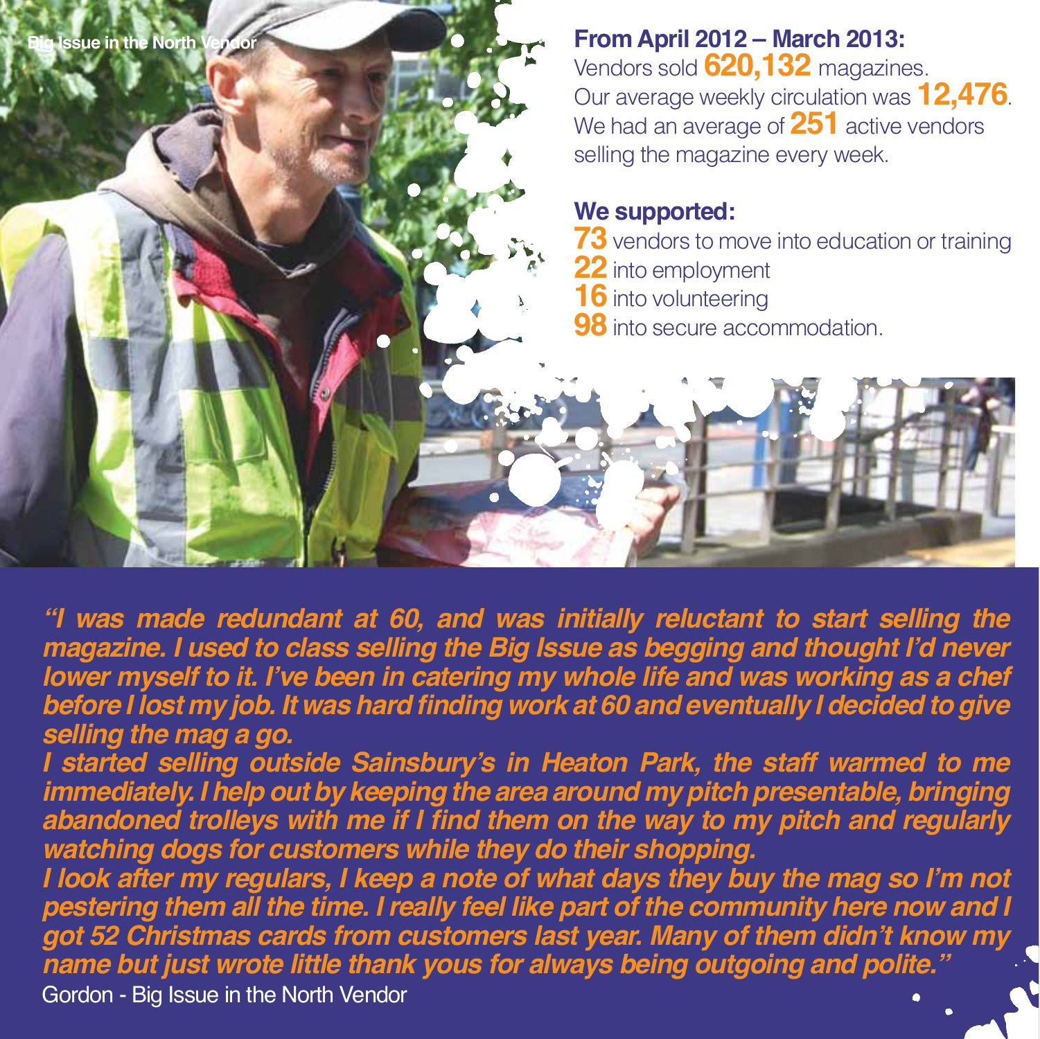Big Issue in the North Vendor

**From April 2012 – March 2013:**

Vendors sold **620,132** magazines.
Our average weekly circulation was **12,476**.
We had an average of **251** active vendors selling the magazine every week.

**We supported:**

**73** vendors to move into education or training
**22** into employment
**16** into volunteering
**98** into secure accommodation.

***"I was made redundant at 60, and was initially reluctant to start selling the magazine. I used to class selling the Big Issue as begging and thought I'd never lower myself to it. I've been in catering my whole life and was working as a chef before I lost my job. It was hard finding work at 60 and eventually I decided to give selling the mag a go.***

***I started selling outside Sainsbury's in Heaton Park, the staff warmed to me immediately. I help out by keeping the area around my pitch presentable, bringing abandoned trolleys with me if I find them on the way to my pitch and regularly watching dogs for customers while they do their shopping.***

***I look after my regulars, I keep a note of what days they buy the mag so I'm not pestering them all the time. I really feel like part of the community here now and I got 52 Christmas cards from customers last year. Many of them didn't know my name but just wrote little thank yous for always being outgoing and polite."***

Gordon - Big Issue in the North Vendor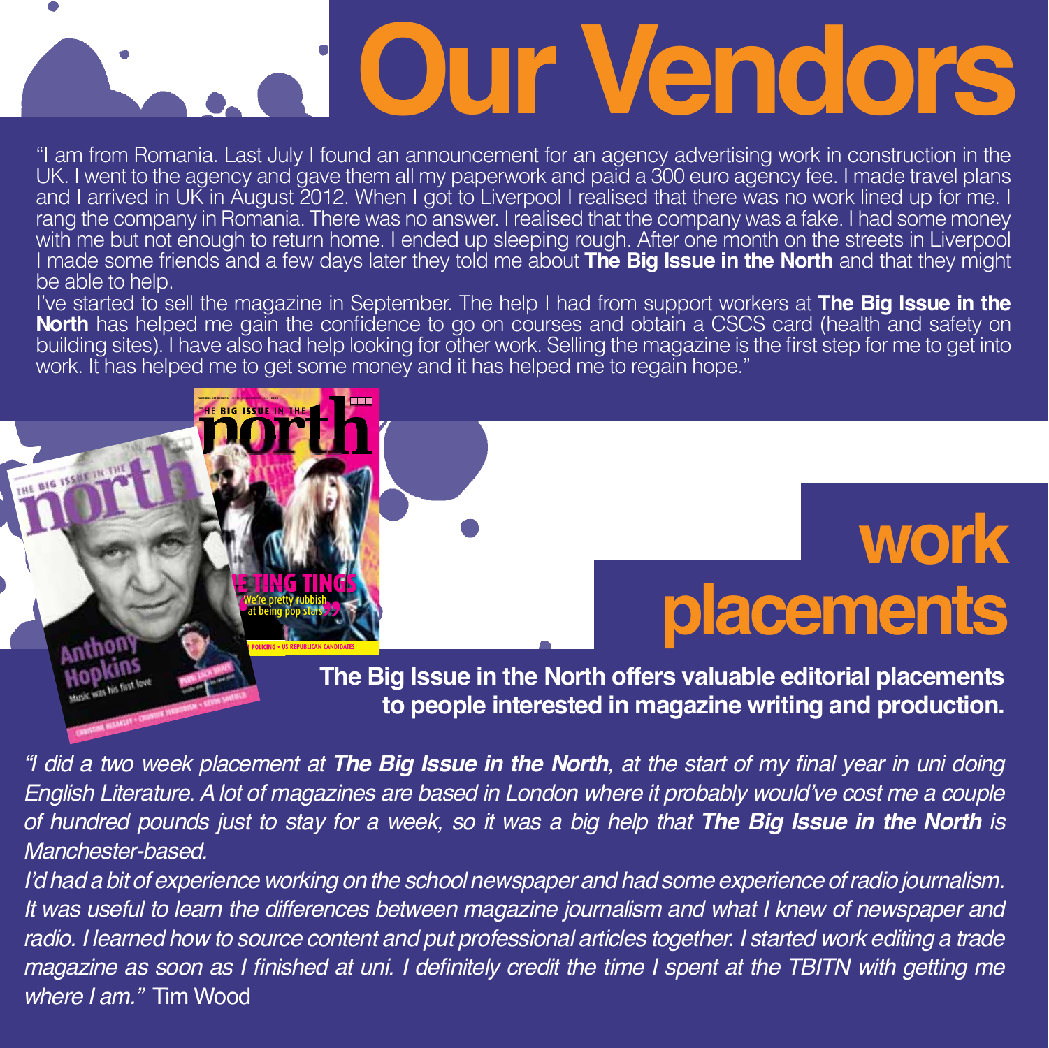# Our Vendors

"I am from Romania. Last July I found an announcement for an agency advertising work in construction in the UK. I went to the agency and gave them all my paperwork and paid a 300 euro agency fee. I made travel plans and I arrived in UK in August 2012. When I got to Liverpool I realised that there was no work lined up for me. I rang the company in Romania. There was no answer. I realised that the company was a fake. I had some money with me but not enough to return home. I ended up sleeping rough. After one month on the streets in Liverpool I made some friends and a few days later they told me about **The Big Issue in the North** and that they might be able to help.

I've started to sell the magazine in September. The help I had from support workers at **The Big Issue in the North** has helped me gain the confidence to go on courses and obtain a CSCS card (health and safety on building sites). I have also had help looking for other work. Selling the magazine is the first step for me to get into work. It has helped me to get some money and it has helped me to regain hope."

## work placements

**The Big Issue in the North offers valuable editorial placements to people interested in magazine writing and production.**

*"I did a two week placement at **The Big Issue in the North**, at the start of my final year in uni doing English Literature. A lot of magazines are based in London where it probably would've cost me a couple of hundred pounds just to stay for a week, so it was a big help that **The Big Issue in the North** is Manchester-based.*

*I'd had a bit of experience working on the school newspaper and had some experience of radio journalism. It was useful to learn the differences between magazine journalism and what I knew of newspaper and radio. I learned how to source content and put professional articles together. I started work editing a trade magazine as soon as I finished at uni. I definitely credit the time I spent at the TBITN with getting me where I am."* Tim Wood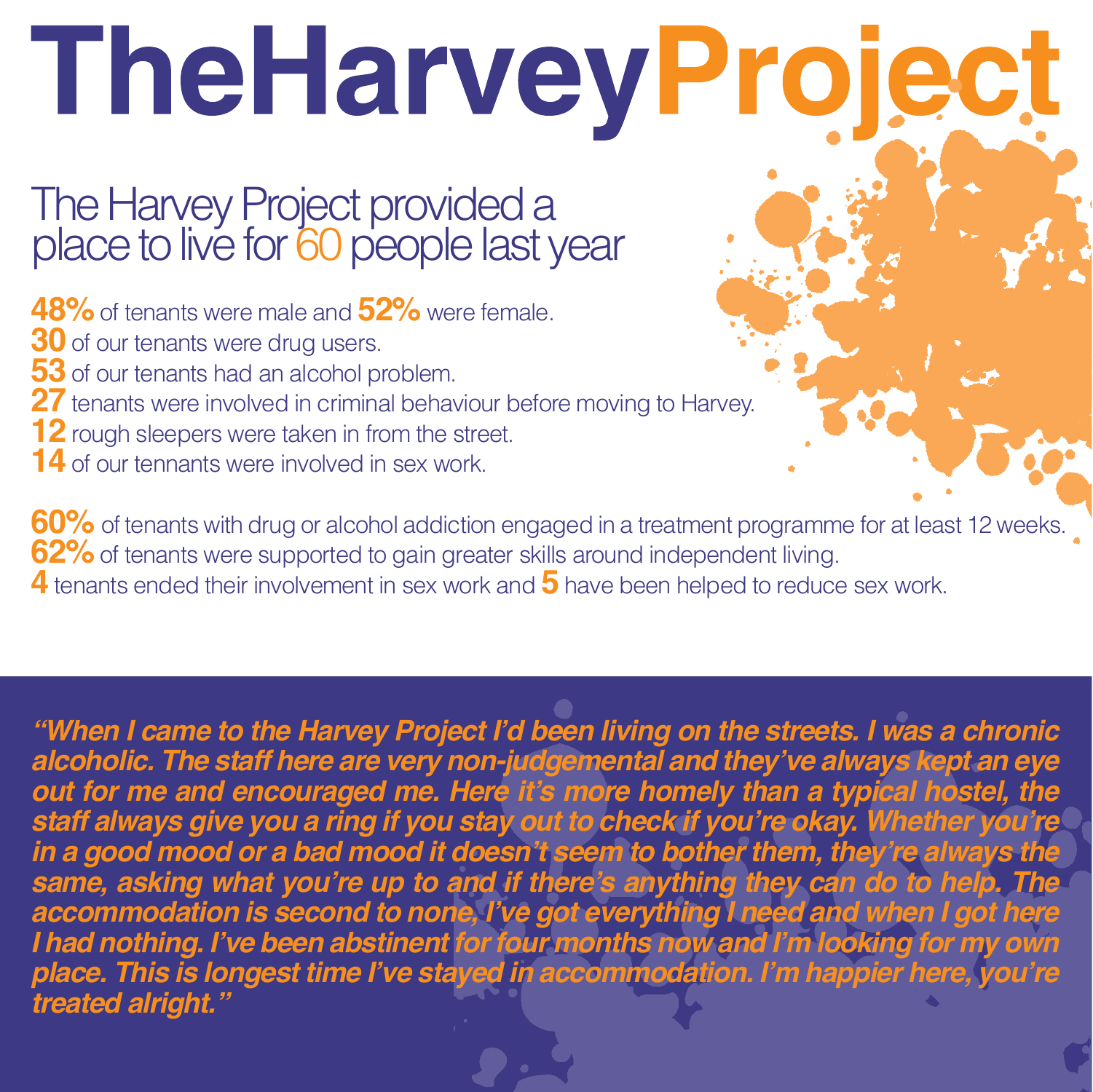# TheHarveyProject

## The Harvey Project provided a place to live for 60 people last year

**48%** of tenants were male and **52%** were female.
**30** of our tenants were drug users.
**53** of our tenants had an alcohol problem.
**27** tenants were involved in criminal behaviour before moving to Harvey.
**12** rough sleepers were taken in from the street.
**14** of our tennants were involved in sex work.

**60%** of tenants with drug or alcohol addiction engaged in a treatment programme for at least 12 weeks.
**62%** of tenants were supported to gain greater skills around independent living.
**4** tenants ended their involvement in sex work and **5** have been helped to reduce sex work.

***"When I came to the Harvey Project I'd been living on the streets. I was a chronic alcoholic. The staff here are very non-judgemental and they've always kept an eye out for me and encouraged me. Here it's more homely than a typical hostel, the staff always give you a ring if you stay out to check if you're okay. Whether you're in a good mood or a bad mood it doesn't seem to bother them, they're always the same, asking what you're up to and if there's anything they can do to help. The accommodation is second to none, I've got everything I need and when I got here I had nothing. I've been abstinent for four months now and I'm looking for my own place. This is longest time I've stayed in accommodation. I'm happier here, you're treated alright."***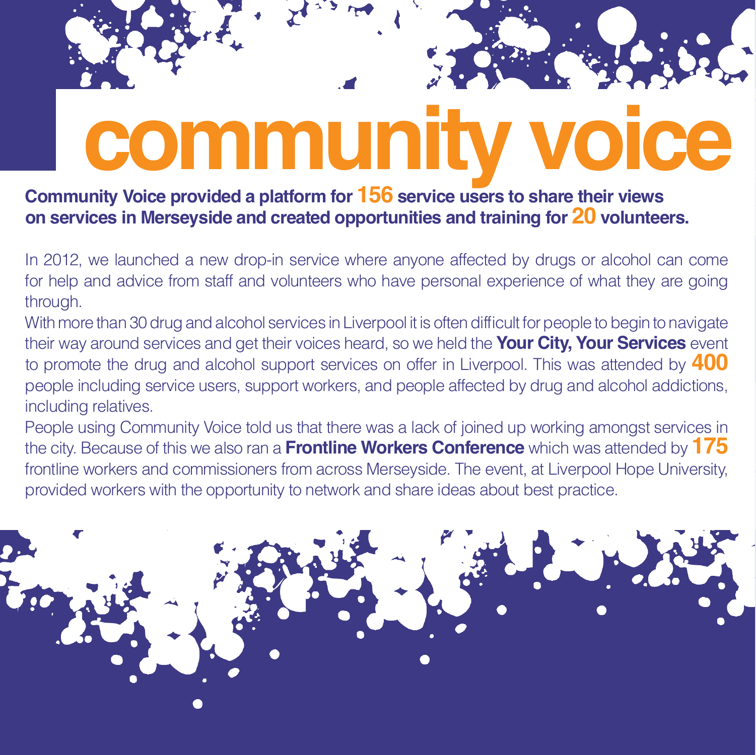# community voice

**Community Voice provided a platform for 156 service users to share their views on services in Merseyside and created opportunities and training for 20 volunteers.**

In 2012, we launched a new drop-in service where anyone affected by drugs or alcohol can come for help and advice from staff and volunteers who have personal experience of what they are going through.

With more than 30 drug and alcohol services in Liverpool it is often difficult for people to begin to navigate their way around services and get their voices heard, so we held the **Your City, Your Services** event to promote the drug and alcohol support services on offer in Liverpool. This was attended by **400** people including service users, support workers, and people affected by drug and alcohol addictions, including relatives.

People using Community Voice told us that there was a lack of joined up working amongst services in the city. Because of this we also ran a **Frontline Workers Conference** which was attended by **175** frontline workers and commissioners from across Merseyside. The event, at Liverpool Hope University, provided workers with the opportunity to network and share ideas about best practice.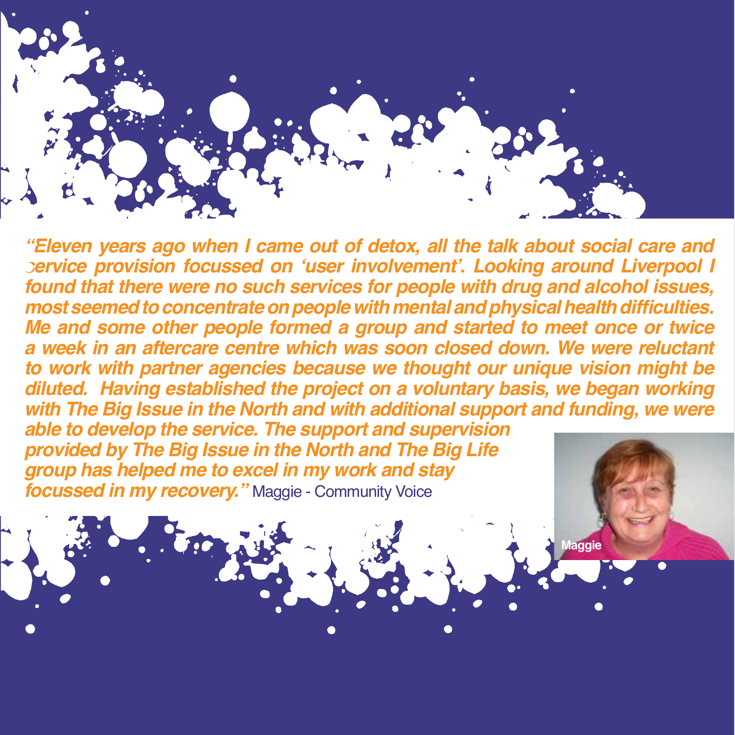*"Eleven years ago when I came out of detox, all the talk about social care and service provision focussed on 'user involvement'. Looking around Liverpool I found that there were no such services for people with drug and alcohol issues, most seemed to concentrate on people with mental and physical health difficulties. Me and some other people formed a group and started to meet once or twice a week in an aftercare centre which was soon closed down. We were reluctant to work with partner agencies because we thought our unique vision might be diluted. Having established the project on a voluntary basis, we began working with The Big Issue in the North and with additional support and funding, we were able to develop the service. The support and supervision provided by The Big Issue in the North and The Big Life group has helped me to excel in my work and stay focussed in my recovery."* Maggie - Community Voice

Maggie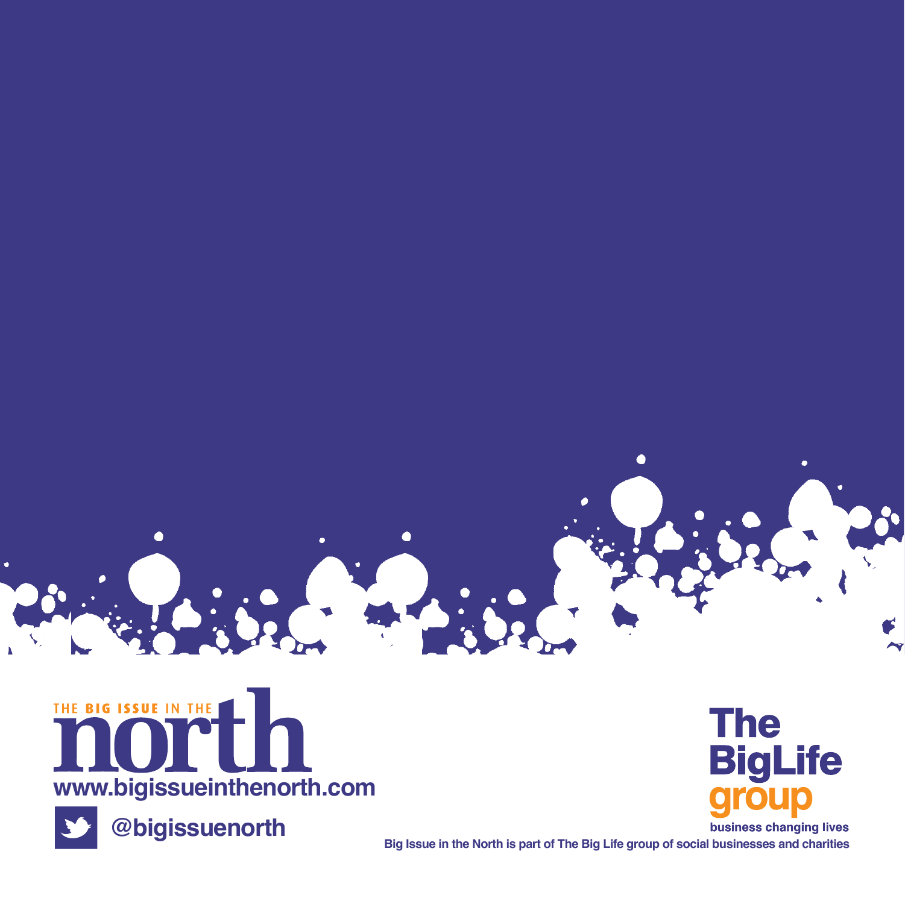THE BIG ISSUE IN THE

north

www.bigissueinthenorth.com

@bigissuenorth

The BigLife group

business changing lives

Big Issue in the North is part of The Big Life group of social businesses and charities